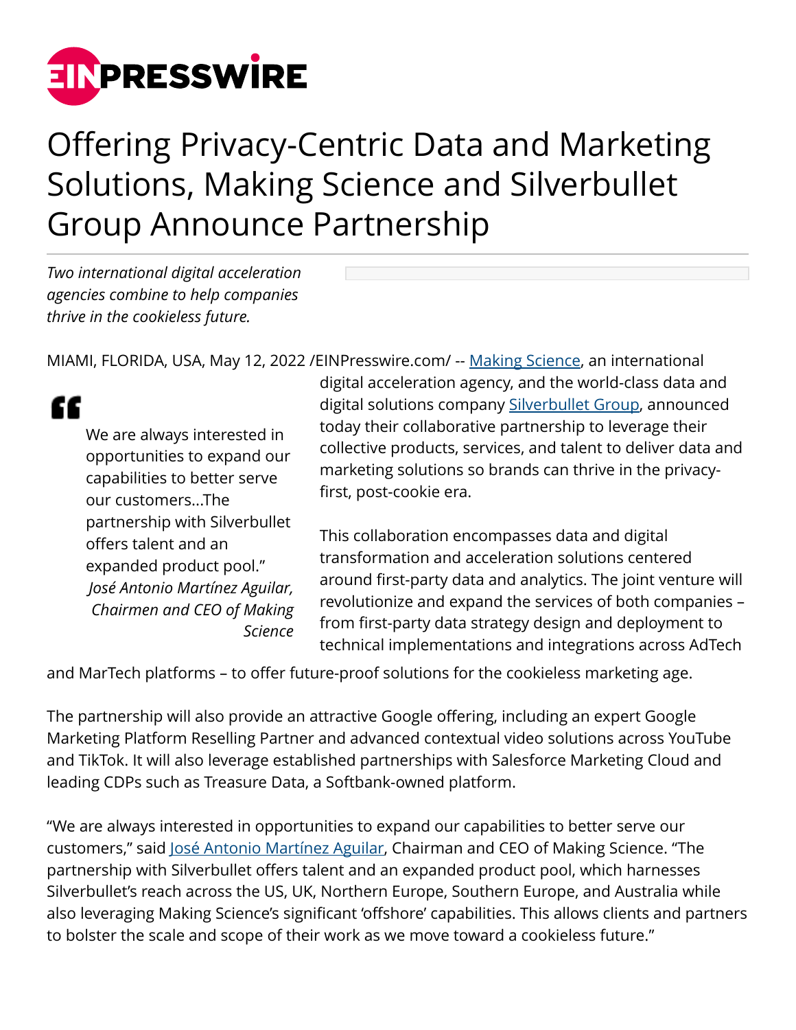# Offering Privacy-Centric Data and Marketing Solutions, Making Science and Silverbullet Group Announce Partnership

*Two international digital acceleration agencies combine to help companies thrive in the cookieless future.*

MIAMI, FLORIDA, USA, May 12, 2022 /EINPresswire.com/ -- Making Science, an international digital acceleration agency, and the world-class data and digital solutions company Silverbullet Group, announced today their collaborative partnership to leverage their collective products, services, and talent to deliver data and marketing solutions so brands can thrive in the privacy-first, post-cookie era.

> We are always interested in opportunities to expand our capabilities to better serve our customers...The partnership with Silverbullet offers talent and an expanded product pool."
> *José Antonio Martínez Aguilar, Chairmen and CEO of Making Science*

This collaboration encompasses data and digital transformation and acceleration solutions centered around first-party data and analytics. The joint venture will revolutionize and expand the services of both companies – from first-party data strategy design and deployment to technical implementations and integrations across AdTech and MarTech platforms – to offer future-proof solutions for the cookieless marketing age.

The partnership will also provide an attractive Google offering, including an expert Google Marketing Platform Reselling Partner and advanced contextual video solutions across YouTube and TikTok. It will also leverage established partnerships with Salesforce Marketing Cloud and leading CDPs such as Treasure Data, a Softbank-owned platform.

"We are always interested in opportunities to expand our capabilities to better serve our customers," said José Antonio Martínez Aguilar, Chairman and CEO of Making Science. "The partnership with Silverbullet offers talent and an expanded product pool, which harnesses Silverbullet's reach across the US, UK, Northern Europe, Southern Europe, and Australia while also leveraging Making Science's significant 'offshore' capabilities. This allows clients and partners to bolster the scale and scope of their work as we move toward a cookieless future."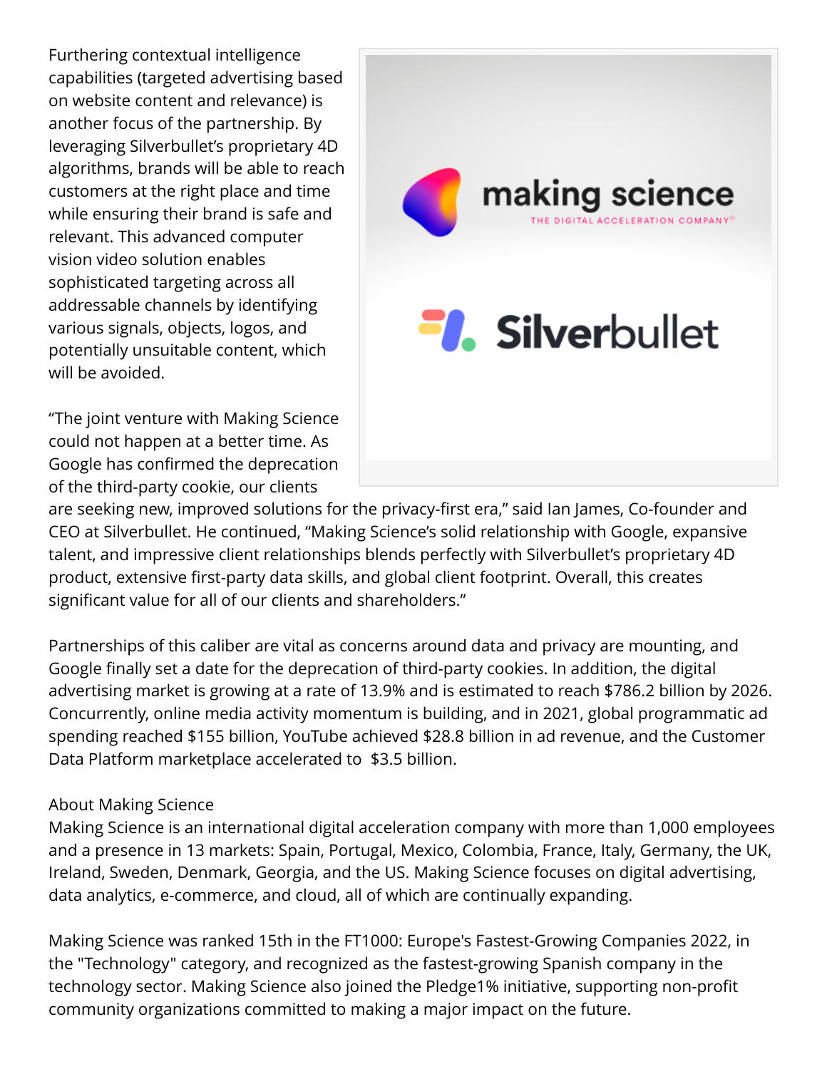Furthering contextual intelligence capabilities (targeted advertising based on website content and relevance) is another focus of the partnership. By leveraging Silverbullet's proprietary 4D algorithms, brands will be able to reach customers at the right place and time while ensuring their brand is safe and relevant. This advanced computer vision video solution enables sophisticated targeting across all addressable channels by identifying various signals, objects, logos, and potentially unsuitable content, which will be avoided.

"The joint venture with Making Science could not happen at a better time. As Google has confirmed the deprecation of the third-party cookie, our clients are seeking new, improved solutions for the privacy-first era," said Ian James, Co-founder and CEO at Silverbullet. He continued, "Making Science's solid relationship with Google, expansive talent, and impressive client relationships blends perfectly with Silverbullet's proprietary 4D product, extensive first-party data skills, and global client footprint. Overall, this creates significant value for all of our clients and shareholders."

Partnerships of this caliber are vital as concerns around data and privacy are mounting, and Google finally set a date for the deprecation of third-party cookies. In addition, the digital advertising market is growing at a rate of 13.9% and is estimated to reach $786.2 billion by 2026. Concurrently, online media activity momentum is building, and in 2021, global programmatic ad spending reached $155 billion, YouTube achieved $28.8 billion in ad revenue, and the Customer Data Platform marketplace accelerated to $3.5 billion.

About Making Science

Making Science is an international digital acceleration company with more than 1,000 employees and a presence in 13 markets: Spain, Portugal, Mexico, Colombia, France, Italy, Germany, the UK, Ireland, Sweden, Denmark, Georgia, and the US. Making Science focuses on digital advertising, data analytics, e-commerce, and cloud, all of which are continually expanding.

Making Science was ranked 15th in the FT1000: Europe's Fastest-Growing Companies 2022, in the "Technology" category, and recognized as the fastest-growing Spanish company in the technology sector. Making Science also joined the Pledge1% initiative, supporting non-profit community organizations committed to making a major impact on the future.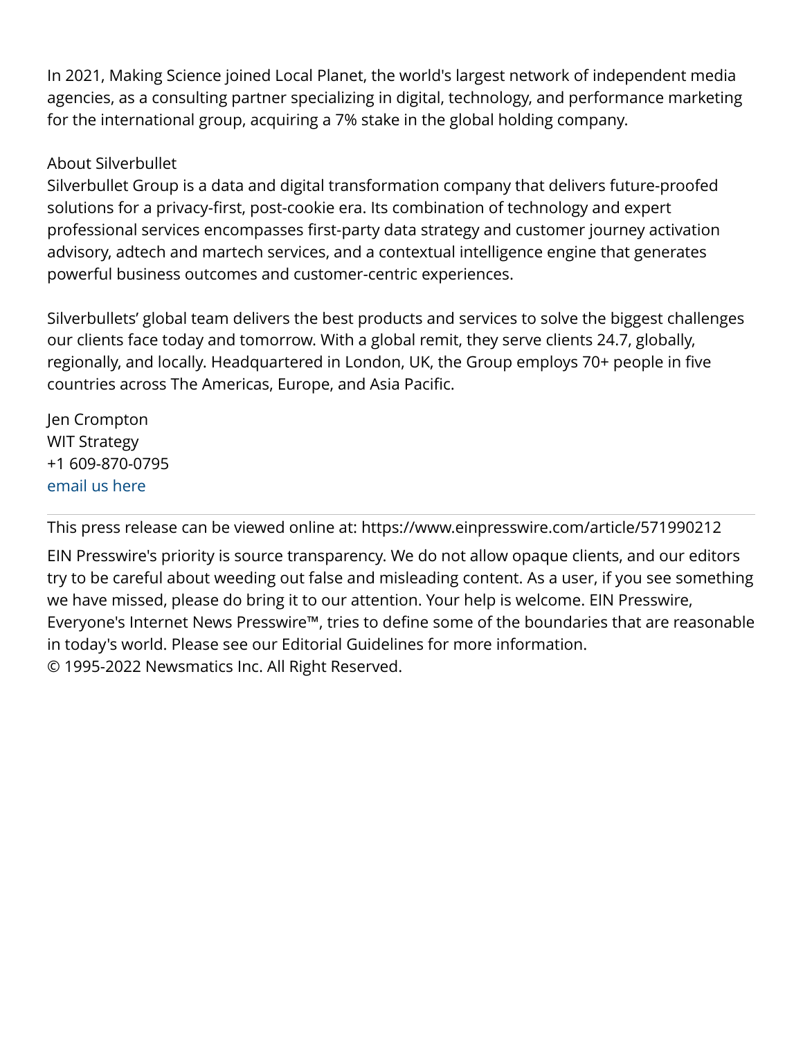In 2021, Making Science joined Local Planet, the world's largest network of independent media agencies, as a consulting partner specializing in digital, technology, and performance marketing for the international group, acquiring a 7% stake in the global holding company.

About Silverbullet
Silverbullet Group is a data and digital transformation company that delivers future-proofed solutions for a privacy-first, post-cookie era. Its combination of technology and expert professional services encompasses first-party data strategy and customer journey activation advisory, adtech and martech services, and a contextual intelligence engine that generates powerful business outcomes and customer-centric experiences.

Silverbullets' global team delivers the best products and services to solve the biggest challenges our clients face today and tomorrow. With a global remit, they serve clients 24.7, globally, regionally, and locally. Headquartered in London, UK, the Group employs 70+ people in five countries across The Americas, Europe, and Asia Pacific.

Jen Crompton
WIT Strategy
+1 609-870-0795
email us here

---

This press release can be viewed online at: https://www.einpresswire.com/article/571990212

EIN Presswire's priority is source transparency. We do not allow opaque clients, and our editors try to be careful about weeding out false and misleading content. As a user, if you see something we have missed, please do bring it to our attention. Your help is welcome. EIN Presswire, Everyone's Internet News Presswire™, tries to define some of the boundaries that are reasonable in today's world. Please see our Editorial Guidelines for more information.
© 1995-2022 Newsmatics Inc. All Right Reserved.